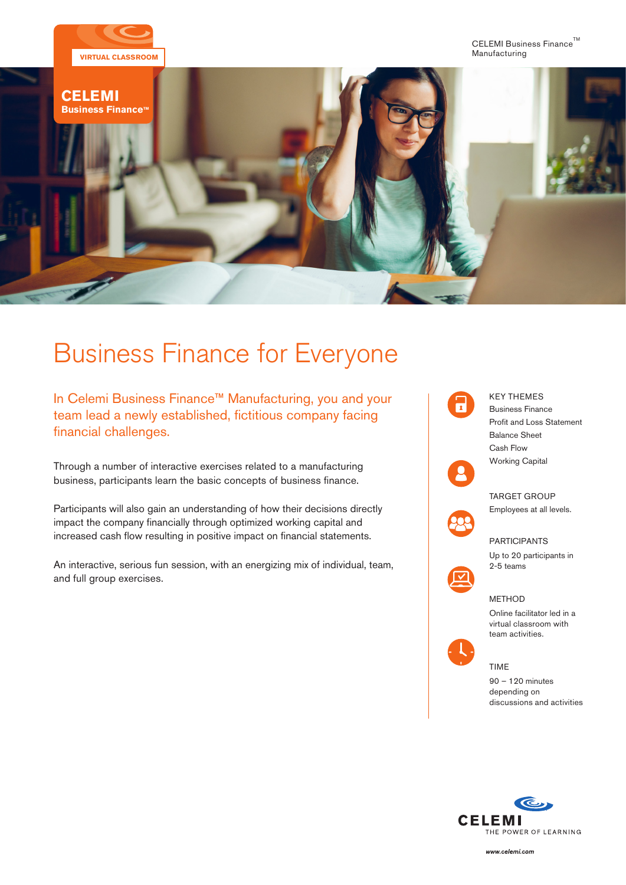VIRTUAL CLASSROOM

**CELEMI**
**Business Finance™**

CELEMI Business Finance™
Manufacturing

# Business Finance for Everyone

## In Celemi Business Finance™ Manufacturing, you and your team lead a newly established, fictitious company facing financial challenges.

Through a number of interactive exercises related to a manufacturing business, participants learn the basic concepts of business finance.

Participants will also gain an understanding of how their decisions directly impact the company financially through optimized working capital and increased cash flow resulting in positive impact on financial statements.

An interactive, serious fun session, with an energizing mix of individual, team, and full group exercises.

**KEY THEMES**
- Business Finance
- Profit and Loss Statement
- Balance Sheet
- Cash Flow
- Working Capital

**TARGET GROUP**
Employees at all levels.

**PARTICIPANTS**
Up to 20 participants in 2-5 teams

**METHOD**
Online facilitator led in a virtual classroom with team activities.

**TIME**
90 – 120 minutes depending on discussions and activities

CELEMI
THE POWER OF LEARNING

www.celemi.com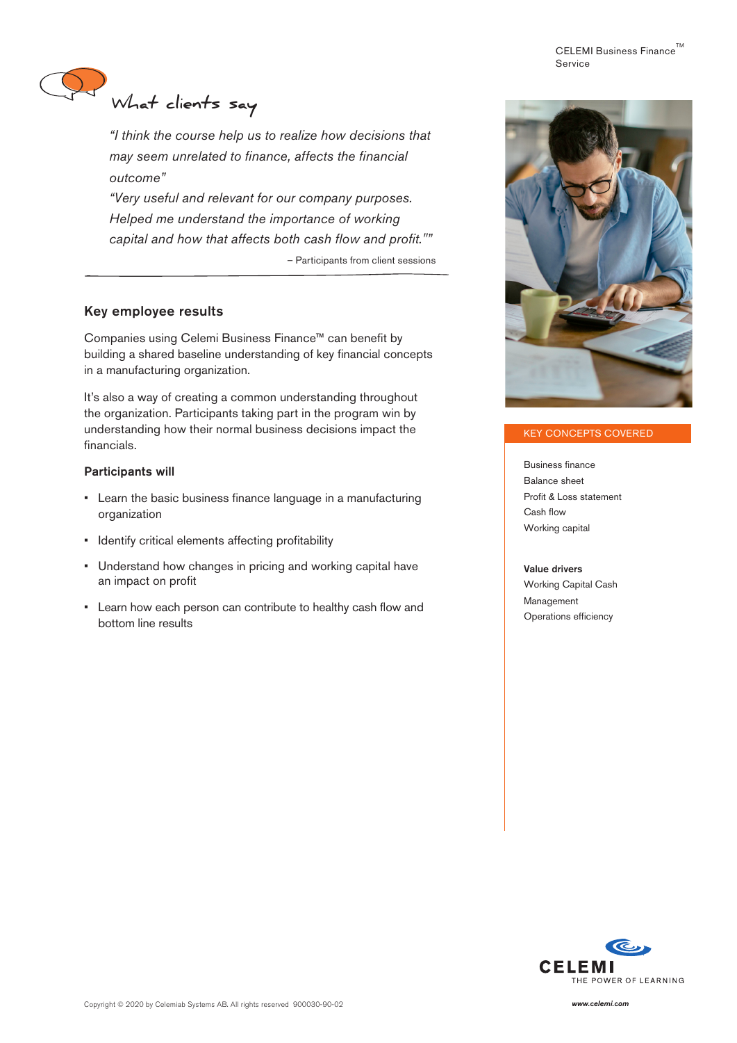## What clients say

*"I think the course help us to realize how decisions that may seem unrelated to finance, affects the financial outcome"*

*"Very useful and relevant for our company purposes. Helped me understand the importance of working capital and how that affects both cash flow and profit.""*

– Participants from client sessions

### Key employee results

Companies using Celemi Business Finance™ can benefit by building a shared baseline understanding of key financial concepts in a manufacturing organization.

It's also a way of creating a common understanding throughout the organization. Participants taking part in the program win by understanding how their normal business decisions impact the financials.

**Participants will**

- Learn the basic business finance language in a manufacturing organization
- Identify critical elements affecting profitability
- Understand how changes in pricing and working capital have an impact on profit
- Learn how each person can contribute to healthy cash flow and bottom line results

### KEY CONCEPTS COVERED

Business finance
Balance sheet
Profit & Loss statement
Cash flow
Working capital

**Value drivers**
Working Capital Cash Management
Operations efficiency

CELEMI THE POWER OF LEARNING

Copyright © 2020 by Celemiab Systems AB. All rights reserved 900030-90-02

www.celemi.com